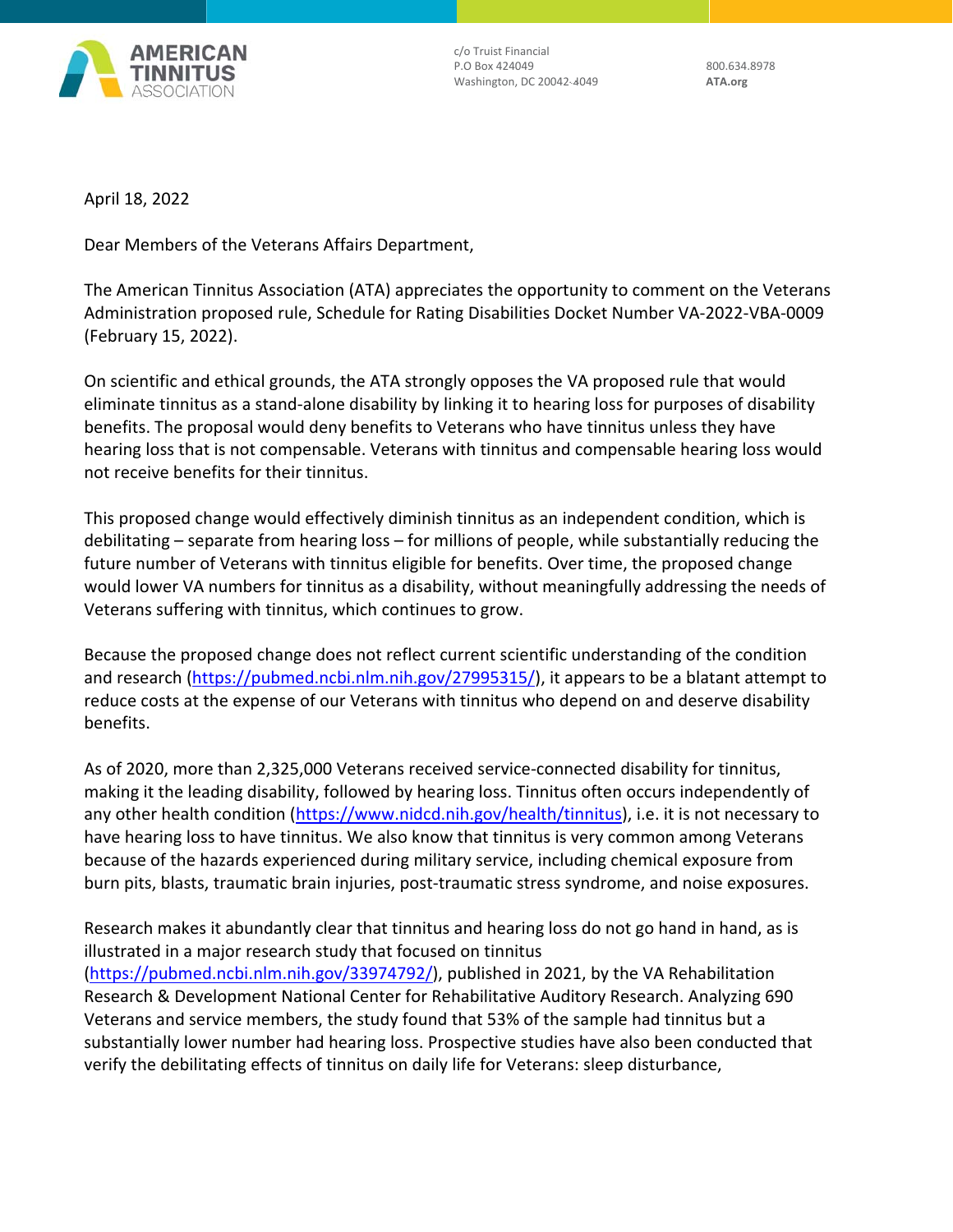**AMERICAN TINNITUS ASSOCIATION**

c/o Truist Financial
P.O Box 424049
Washington, DC 20042-4049

800.634.8978
**ATA.org**

April 18, 2022

Dear Members of the Veterans Affairs Department,

The American Tinnitus Association (ATA) appreciates the opportunity to comment on the Veterans Administration proposed rule, Schedule for Rating Disabilities Docket Number VA-2022-VBA-0009 (February 15, 2022).

On scientific and ethical grounds, the ATA strongly opposes the VA proposed rule that would eliminate tinnitus as a stand-alone disability by linking it to hearing loss for purposes of disability benefits. The proposal would deny benefits to Veterans who have tinnitus unless they have hearing loss that is not compensable. Veterans with tinnitus and compensable hearing loss would not receive benefits for their tinnitus.

This proposed change would effectively diminish tinnitus as an independent condition, which is debilitating – separate from hearing loss – for millions of people, while substantially reducing the future number of Veterans with tinnitus eligible for benefits. Over time, the proposed change would lower VA numbers for tinnitus as a disability, without meaningfully addressing the needs of Veterans suffering with tinnitus, which continues to grow.

Because the proposed change does not reflect current scientific understanding of the condition and research (https://pubmed.ncbi.nlm.nih.gov/27995315/), it appears to be a blatant attempt to reduce costs at the expense of our Veterans with tinnitus who depend on and deserve disability benefits.

As of 2020, more than 2,325,000 Veterans received service-connected disability for tinnitus, making it the leading disability, followed by hearing loss. Tinnitus often occurs independently of any other health condition (https://www.nidcd.nih.gov/health/tinnitus), i.e. it is not necessary to have hearing loss to have tinnitus. We also know that tinnitus is very common among Veterans because of the hazards experienced during military service, including chemical exposure from burn pits, blasts, traumatic brain injuries, post-traumatic stress syndrome, and noise exposures.

Research makes it abundantly clear that tinnitus and hearing loss do not go hand in hand, as is illustrated in a major research study that focused on tinnitus (https://pubmed.ncbi.nlm.nih.gov/33974792/), published in 2021, by the VA Rehabilitation Research & Development National Center for Rehabilitative Auditory Research. Analyzing 690 Veterans and service members, the study found that 53% of the sample had tinnitus but a substantially lower number had hearing loss. Prospective studies have also been conducted that verify the debilitating effects of tinnitus on daily life for Veterans: sleep disturbance,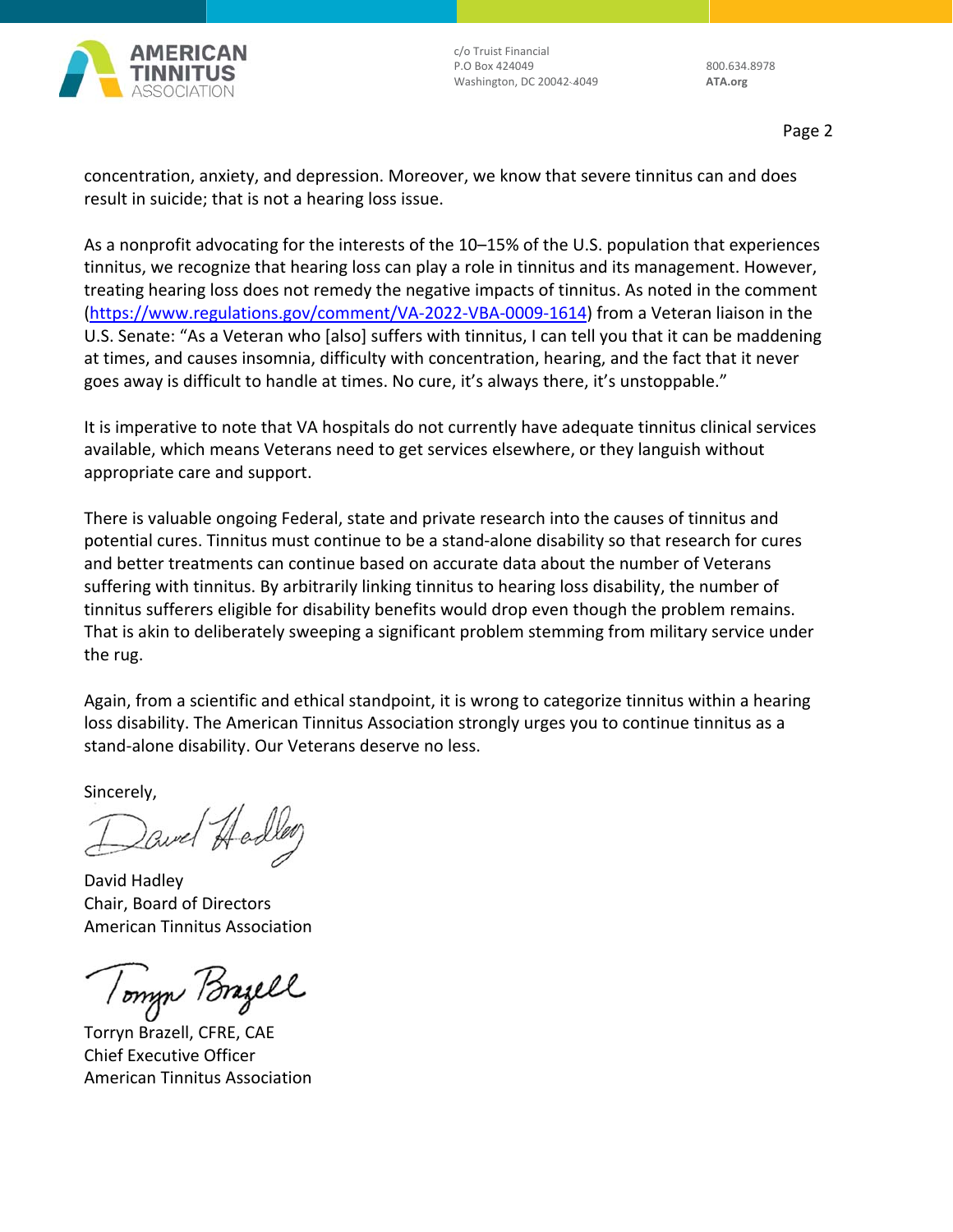concentration, anxiety, and depression. Moreover, we know that severe tinnitus can and does result in suicide; that is not a hearing loss issue.

As a nonprofit advocating for the interests of the 10–15% of the U.S. population that experiences tinnitus, we recognize that hearing loss can play a role in tinnitus and its management. However, treating hearing loss does not remedy the negative impacts of tinnitus. As noted in the comment (https://www.regulations.gov/comment/VA-2022-VBA-0009-1614) from a Veteran liaison in the U.S. Senate: "As a Veteran who [also] suffers with tinnitus, I can tell you that it can be maddening at times, and causes insomnia, difficulty with concentration, hearing, and the fact that it never goes away is difficult to handle at times. No cure, it's always there, it's unstoppable."

It is imperative to note that VA hospitals do not currently have adequate tinnitus clinical services available, which means Veterans need to get services elsewhere, or they languish without appropriate care and support.

There is valuable ongoing Federal, state and private research into the causes of tinnitus and potential cures. Tinnitus must continue to be a stand-alone disability so that research for cures and better treatments can continue based on accurate data about the number of Veterans suffering with tinnitus. By arbitrarily linking tinnitus to hearing loss disability, the number of tinnitus sufferers eligible for disability benefits would drop even though the problem remains. That is akin to deliberately sweeping a significant problem stemming from military service under the rug.

Again, from a scientific and ethical standpoint, it is wrong to categorize tinnitus within a hearing loss disability. The American Tinnitus Association strongly urges you to continue tinnitus as a stand-alone disability. Our Veterans deserve no less.

Sincerely,

David Hadley
Chair, Board of Directors
American Tinnitus Association

Torryn Brazell, CFRE, CAE
Chief Executive Officer
American Tinnitus Association